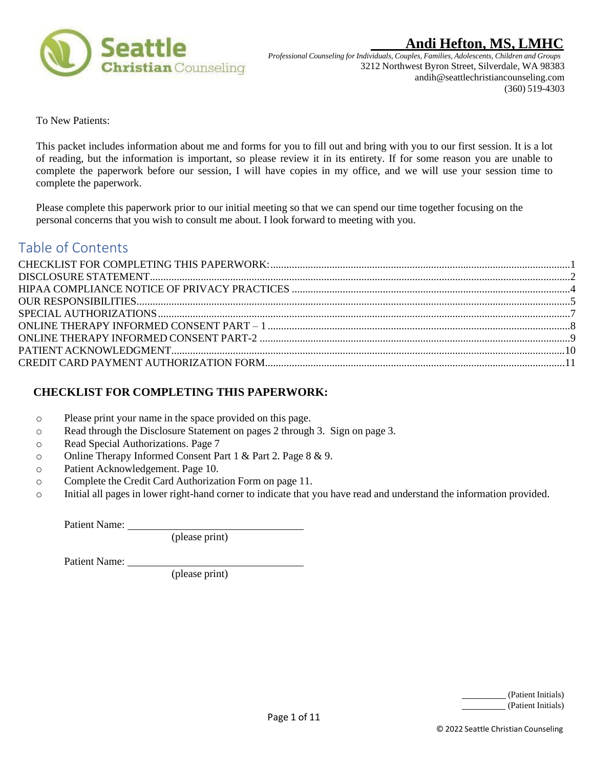**Andi Hefton, MS, LMHC**

*Professional Counseling for Individuals, Couples, Families, Adolescents, Children and Groups*

3212 Northwest Byron Street, Silverdale, WA 98383

andih@seattlechristiancounseling.com

(360) 519-4303

To New Patients:

This packet includes information about me and forms for you to fill out and bring with you to our first session. It is a lot of reading, but the information is important, so please review it in its entirety. If for some reason you are unable to complete the paperwork before our session, I will have copies in my office, and we will use your session time to complete the paperwork.

Please complete this paperwork prior to our initial meeting so that we can spend our time together focusing on the personal concerns that you wish to consult me about. I look forward to meeting with you.

## Table of Contents

CHECKLIST FOR COMPLETING THIS PAPERWORK:...1
DISCLOSURE STATEMENT...2
HIPAA COMPLIANCE NOTICE OF PRIVACY PRACTICES...4
OUR RESPONSIBILITIES...5
SPECIAL AUTHORIZATIONS...7
ONLINE THERAPY INFORMED CONSENT PART – 1...8
ONLINE THERAPY INFORMED CONSENT PART-2...9
PATIENT ACKNOWLEDGMENT...10
CREDIT CARD PAYMENT AUTHORIZATION FORM...11

### CHECKLIST FOR COMPLETING THIS PAPERWORK:

- Please print your name in the space provided on this page.
- Read through the Disclosure Statement on pages 2 through 3. Sign on page 3.
- Read Special Authorizations. Page 7
- Online Therapy Informed Consent Part 1 & Part 2. Page 8 & 9.
- Patient Acknowledgement. Page 10.
- Complete the Credit Card Authorization Form on page 11.
- Initial all pages in lower right-hand corner to indicate that you have read and understand the information provided.

Patient Name: ______________________________
(please print)

Patient Name: ______________________________
(please print)

_________ (Patient Initials)
_________ (Patient Initials)

© 2022 Seattle Christian Counseling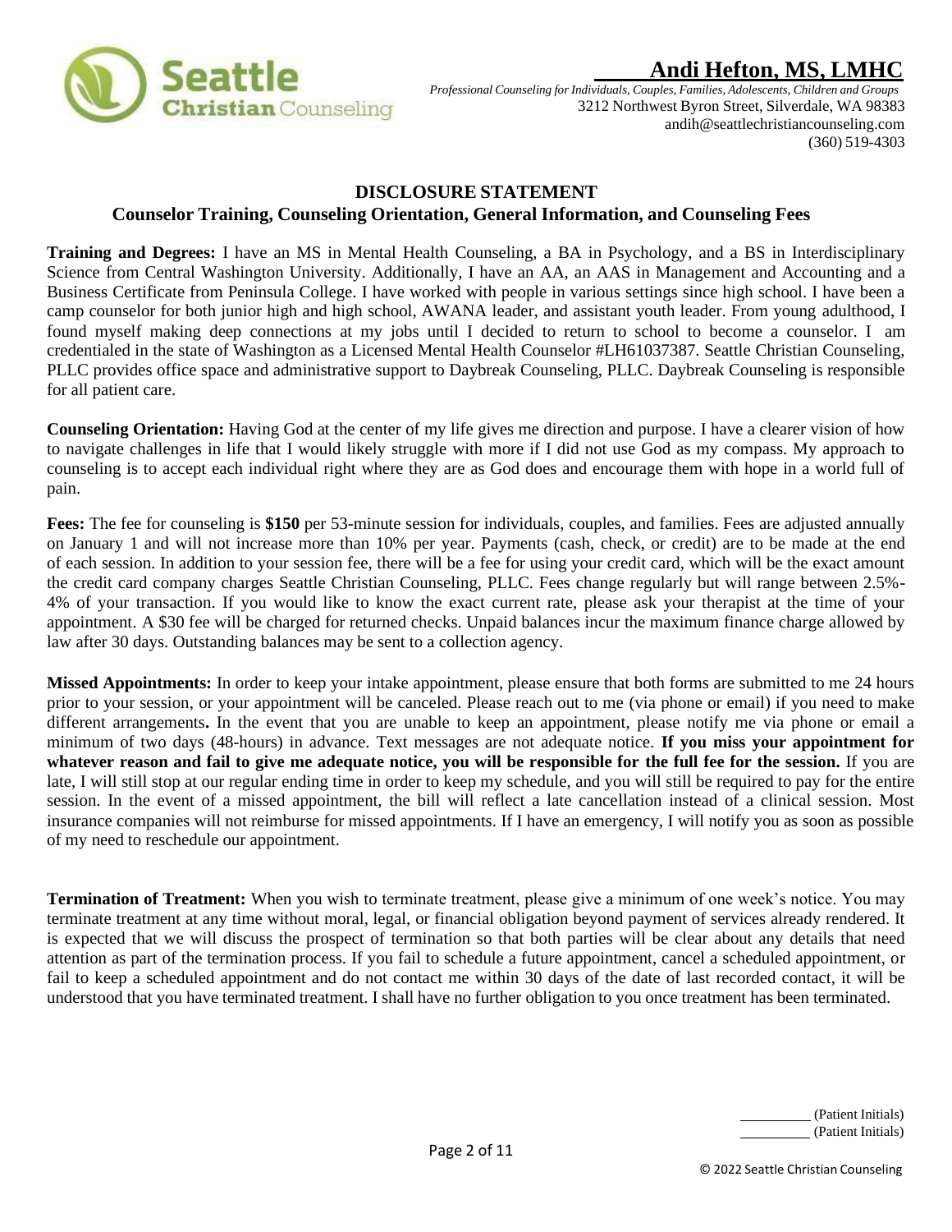**Seattle Christian Counseling**

## Andi Hefton, MS, LMHC

*Professional Counseling for Individuals, Couples, Families, Adolescents, Children and Groups*
3212 Northwest Byron Street, Silverdale, WA 98383
andih@seattlechristiancounseling.com
(360) 519-4303

## DISCLOSURE STATEMENT

### Counselor Training, Counseling Orientation, General Information, and Counseling Fees

**Training and Degrees:** I have an MS in Mental Health Counseling, a BA in Psychology, and a BS in Interdisciplinary Science from Central Washington University. Additionally, I have an AA, an AAS in Management and Accounting and a Business Certificate from Peninsula College. I have worked with people in various settings since high school. I have been a camp counselor for both junior high and high school, AWANA leader, and assistant youth leader. From young adulthood, I found myself making deep connections at my jobs until I decided to return to school to become a counselor. I am credentialed in the state of Washington as a Licensed Mental Health Counselor #LH61037387. Seattle Christian Counseling, PLLC provides office space and administrative support to Daybreak Counseling, PLLC. Daybreak Counseling is responsible for all patient care.

**Counseling Orientation:** Having God at the center of my life gives me direction and purpose. I have a clearer vision of how to navigate challenges in life that I would likely struggle with more if I did not use God as my compass. My approach to counseling is to accept each individual right where they are as God does and encourage them with hope in a world full of pain.

**Fees:** The fee for counseling is **$150** per 53-minute session for individuals, couples, and families. Fees are adjusted annually on January 1 and will not increase more than 10% per year. Payments (cash, check, or credit) are to be made at the end of each session. In addition to your session fee, there will be a fee for using your credit card, which will be the exact amount the credit card company charges Seattle Christian Counseling, PLLC. Fees change regularly but will range between 2.5%-4% of your transaction. If you would like to know the exact current rate, please ask your therapist at the time of your appointment. A $30 fee will be charged for returned checks. Unpaid balances incur the maximum finance charge allowed by law after 30 days. Outstanding balances may be sent to a collection agency.

**Missed Appointments:** In order to keep your intake appointment, please ensure that both forms are submitted to me 24 hours prior to your session, or your appointment will be canceled. Please reach out to me (via phone or email) if you need to make different arrangements**.** In the event that you are unable to keep an appointment, please notify me via phone or email a minimum of two days (48-hours) in advance. Text messages are not adequate notice. **If you miss your appointment for whatever reason and fail to give me adequate notice, you will be responsible for the full fee for the session.** If you are late, I will still stop at our regular ending time in order to keep my schedule, and you will still be required to pay for the entire session. In the event of a missed appointment, the bill will reflect a late cancellation instead of a clinical session. Most insurance companies will not reimburse for missed appointments. If I have an emergency, I will notify you as soon as possible of my need to reschedule our appointment.

**Termination of Treatment:** When you wish to terminate treatment, please give a minimum of one week's notice. You may terminate treatment at any time without moral, legal, or financial obligation beyond payment of services already rendered. It is expected that we will discuss the prospect of termination so that both parties will be clear about any details that need attention as part of the termination process. If you fail to schedule a future appointment, cancel a scheduled appointment, or fail to keep a scheduled appointment and do not contact me within 30 days of the date of last recorded contact, it will be understood that you have terminated treatment. I shall have no further obligation to you once treatment has been terminated.

_________ (Patient Initials)
_________ (Patient Initials)

© 2022 Seattle Christian Counseling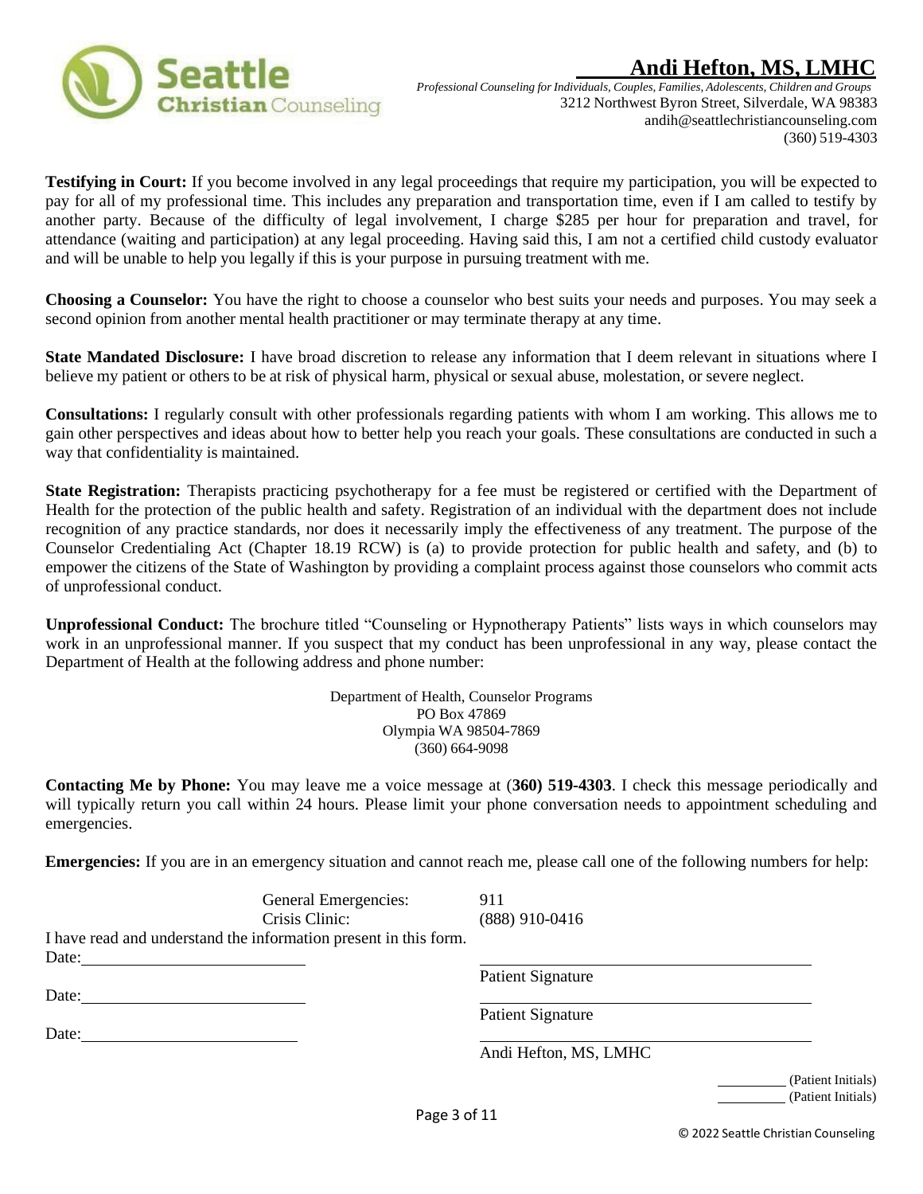**Testifying in Court:** If you become involved in any legal proceedings that require my participation, you will be expected to pay for all of my professional time. This includes any preparation and transportation time, even if I am called to testify by another party. Because of the difficulty of legal involvement, I charge $285 per hour for preparation and travel, for attendance (waiting and participation) at any legal proceeding. Having said this, I am not a certified child custody evaluator and will be unable to help you legally if this is your purpose in pursuing treatment with me.

**Choosing a Counselor:** You have the right to choose a counselor who best suits your needs and purposes. You may seek a second opinion from another mental health practitioner or may terminate therapy at any time.

**State Mandated Disclosure:** I have broad discretion to release any information that I deem relevant in situations where I believe my patient or others to be at risk of physical harm, physical or sexual abuse, molestation, or severe neglect.

**Consultations:** I regularly consult with other professionals regarding patients with whom I am working. This allows me to gain other perspectives and ideas about how to better help you reach your goals. These consultations are conducted in such a way that confidentiality is maintained.

**State Registration:** Therapists practicing psychotherapy for a fee must be registered or certified with the Department of Health for the protection of the public health and safety. Registration of an individual with the department does not include recognition of any practice standards, nor does it necessarily imply the effectiveness of any treatment. The purpose of the Counselor Credentialing Act (Chapter 18.19 RCW) is (a) to provide protection for public health and safety, and (b) to empower the citizens of the State of Washington by providing a complaint process against those counselors who commit acts of unprofessional conduct.

**Unprofessional Conduct:** The brochure titled "Counseling or Hypnotherapy Patients" lists ways in which counselors may work in an unprofessional manner. If you suspect that my conduct has been unprofessional in any way, please contact the Department of Health at the following address and phone number:

Department of Health, Counselor Programs
PO Box 47869
Olympia WA 98504-7869
(360) 664-9098

**Contacting Me by Phone:** You may leave me a voice message at (**360) 519-4303**. I check this message periodically and will typically return you call within 24 hours. Please limit your phone conversation needs to appointment scheduling and emergencies.

**Emergencies:** If you are in an emergency situation and cannot reach me, please call one of the following numbers for help:

General Emergencies: 911
Crisis Clinic: (888) 910-0416

I have read and understand the information present in this form.

Date:\_\_\_\_\_\_\_\_\_\_\_\_\_\_\_\_\_\_\_\_ \_\_\_\_\_\_\_\_\_\_\_\_\_\_\_\_\_\_\_\_\_\_\_\_\_\_\_\_
Patient Signature

Date:\_\_\_\_\_\_\_\_\_\_\_\_\_\_\_\_\_\_\_\_ \_\_\_\_\_\_\_\_\_\_\_\_\_\_\_\_\_\_\_\_\_\_\_\_\_\_\_\_
Patient Signature

Date:\_\_\_\_\_\_\_\_\_\_\_\_\_\_\_\_\_\_\_\_ \_\_\_\_\_\_\_\_\_\_\_\_\_\_\_\_\_\_\_\_\_\_\_\_\_\_\_\_
Andi Hefton, MS, LMHC

\_\_\_\_\_\_\_\_ (Patient Initials)
\_\_\_\_\_\_\_\_ (Patient Initials)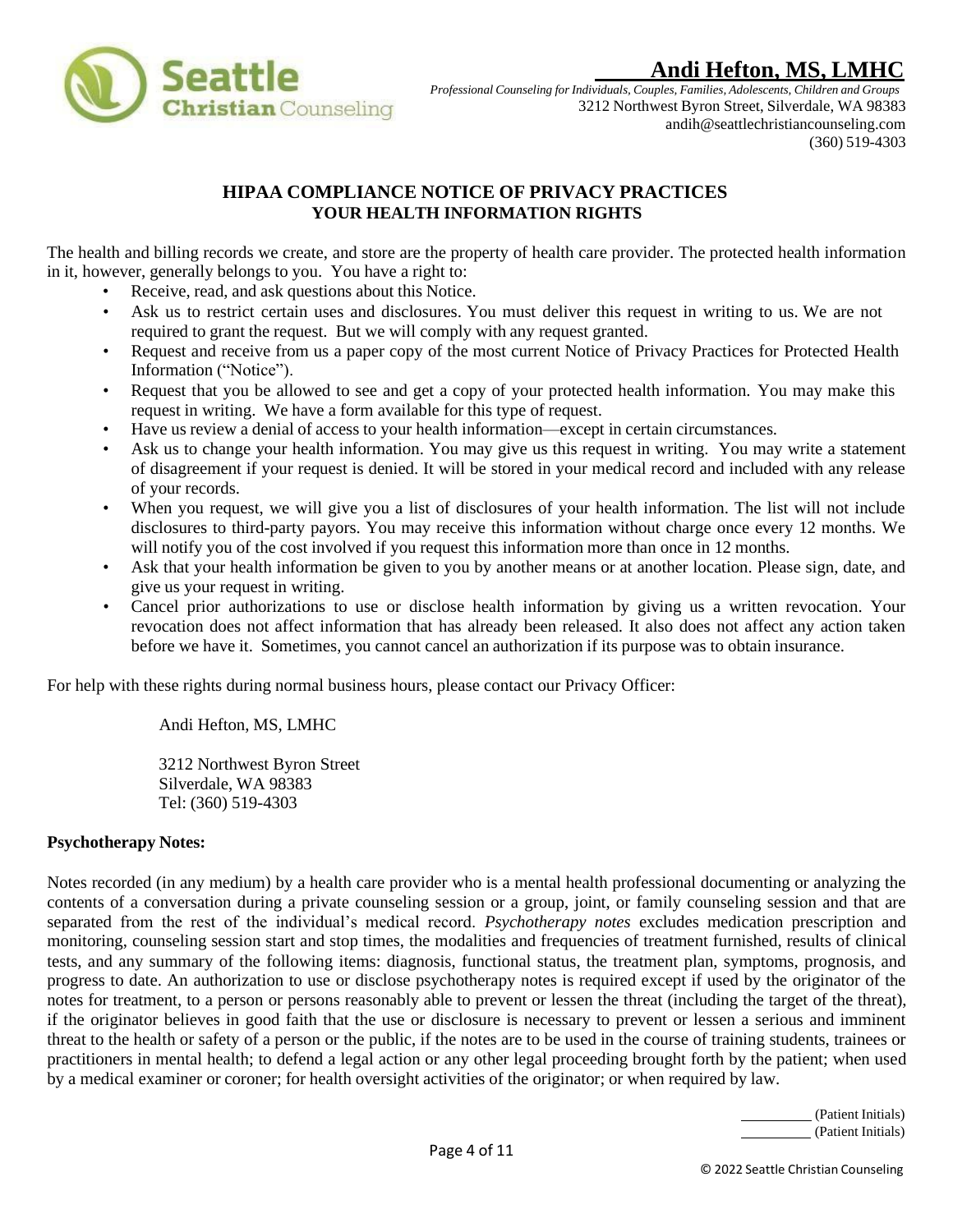**Andi Hefton, MS, LMHC**

*Professional Counseling for Individuals, Couples, Families, Adolescents, Children and Groups*

3212 Northwest Byron Street, Silverdale, WA 98383
andih@seattlechristiancounseling.com
(360) 519-4303

## HIPAA COMPLIANCE NOTICE OF PRIVACY PRACTICES
## YOUR HEALTH INFORMATION RIGHTS

The health and billing records we create, and store are the property of health care provider. The protected health information in it, however, generally belongs to you. You have a right to:

- Receive, read, and ask questions about this Notice.
- Ask us to restrict certain uses and disclosures. You must deliver this request in writing to us. We are not required to grant the request. But we will comply with any request granted.
- Request and receive from us a paper copy of the most current Notice of Privacy Practices for Protected Health Information ("Notice").
- Request that you be allowed to see and get a copy of your protected health information. You may make this request in writing. We have a form available for this type of request.
- Have us review a denial of access to your health information—except in certain circumstances.
- Ask us to change your health information. You may give us this request in writing. You may write a statement of disagreement if your request is denied. It will be stored in your medical record and included with any release of your records.
- When you request, we will give you a list of disclosures of your health information. The list will not include disclosures to third-party payors. You may receive this information without charge once every 12 months. We will notify you of the cost involved if you request this information more than once in 12 months.
- Ask that your health information be given to you by another means or at another location. Please sign, date, and give us your request in writing.
- Cancel prior authorizations to use or disclose health information by giving us a written revocation. Your revocation does not affect information that has already been released. It also does not affect any action taken before we have it. Sometimes, you cannot cancel an authorization if its purpose was to obtain insurance.

For help with these rights during normal business hours, please contact our Privacy Officer:

Andi Hefton, MS, LMHC

3212 Northwest Byron Street
Silverdale, WA 98383
Tel: (360) 519-4303

**Psychotherapy Notes:**

Notes recorded (in any medium) by a health care provider who is a mental health professional documenting or analyzing the contents of a conversation during a private counseling session or a group, joint, or family counseling session and that are separated from the rest of the individual's medical record. *Psychotherapy notes* excludes medication prescription and monitoring, counseling session start and stop times, the modalities and frequencies of treatment furnished, results of clinical tests, and any summary of the following items: diagnosis, functional status, the treatment plan, symptoms, prognosis, and progress to date. An authorization to use or disclose psychotherapy notes is required except if used by the originator of the notes for treatment, to a person or persons reasonably able to prevent or lessen the threat (including the target of the threat), if the originator believes in good faith that the use or disclosure is necessary to prevent or lessen a serious and imminent threat to the health or safety of a person or the public, if the notes are to be used in the course of training students, trainees or practitioners in mental health; to defend a legal action or any other legal proceeding brought forth by the patient; when used by a medical examiner or coroner; for health oversight activities of the originator; or when required by law.

_________ (Patient Initials)
_________ (Patient Initials)

© 2022 Seattle Christian Counseling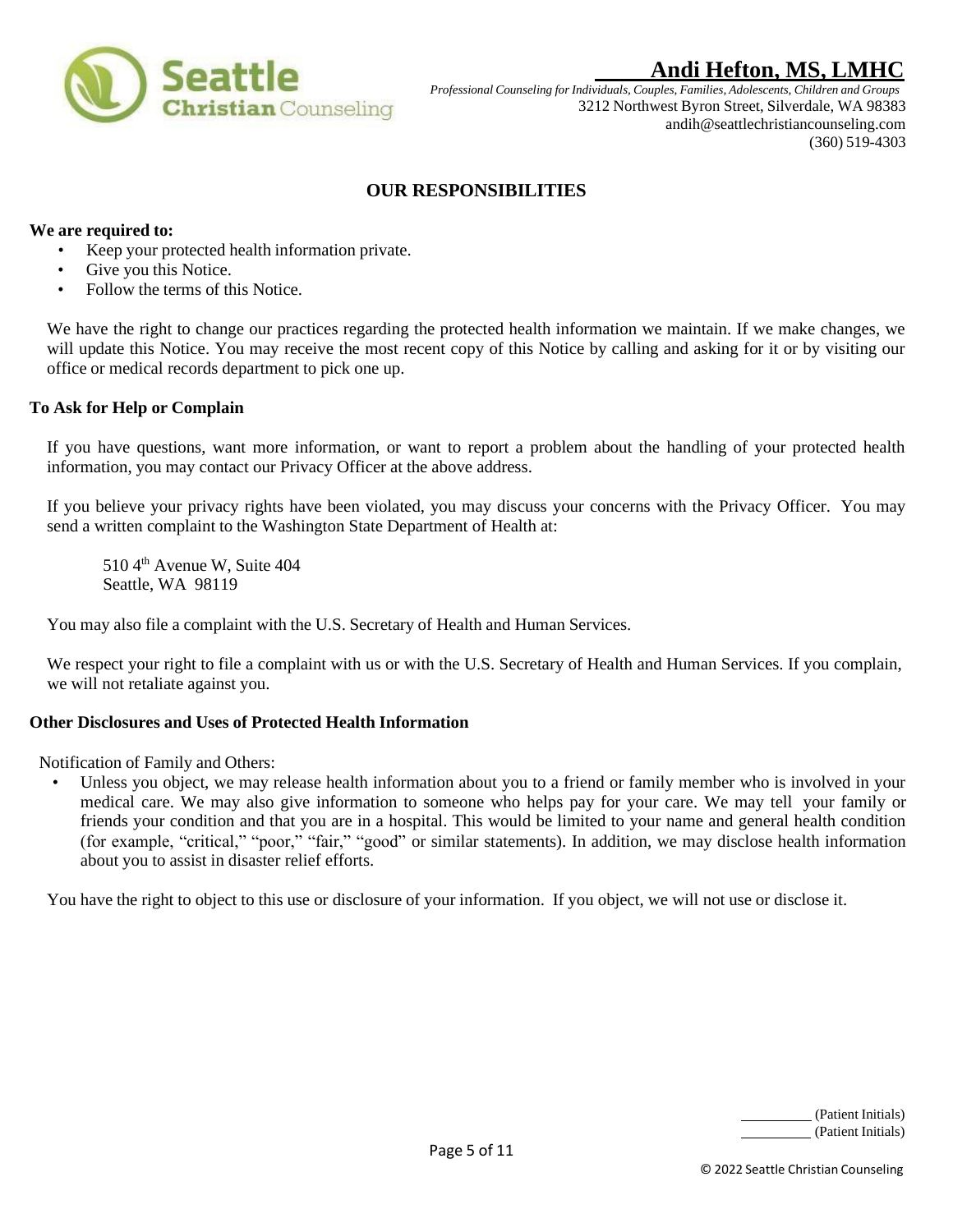## OUR RESPONSIBILITIES

**We are required to:**

- Keep your protected health information private.
- Give you this Notice.
- Follow the terms of this Notice.

We have the right to change our practices regarding the protected health information we maintain. If we make changes, we will update this Notice. You may receive the most recent copy of this Notice by calling and asking for it or by visiting our office or medical records department to pick one up.

**To Ask for Help or Complain**

If you have questions, want more information, or want to report a problem about the handling of your protected health information, you may contact our Privacy Officer at the above address.

If you believe your privacy rights have been violated, you may discuss your concerns with the Privacy Officer. You may send a written complaint to the Washington State Department of Health at:

510 4th Avenue W, Suite 404
Seattle, WA 98119

You may also file a complaint with the U.S. Secretary of Health and Human Services.

We respect your right to file a complaint with us or with the U.S. Secretary of Health and Human Services. If you complain, we will not retaliate against you.

**Other Disclosures and Uses of Protected Health Information**

Notification of Family and Others:

- Unless you object, we may release health information about you to a friend or family member who is involved in your medical care. We may also give information to someone who helps pay for your care. We may tell your family or friends your condition and that you are in a hospital. This would be limited to your name and general health condition (for example, "critical," "poor," "fair," "good" or similar statements). In addition, we may disclose health information about you to assist in disaster relief efforts.

You have the right to object to this use or disclosure of your information. If you object, we will not use or disclose it.

_________ (Patient Initials)
_________ (Patient Initials)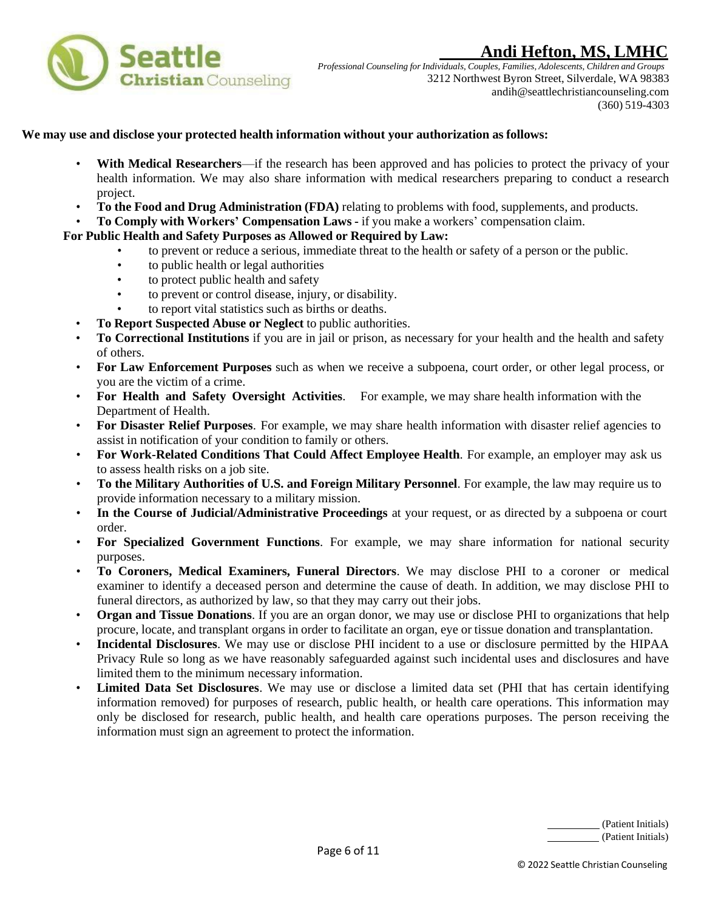**We may use and disclose your protected health information without your authorization as follows:**

- **With Medical Researchers**—if the research has been approved and has policies to protect the privacy of your health information. We may also share information with medical researchers preparing to conduct a research project.
- **To the Food and Drug Administration (FDA)** relating to problems with food, supplements, and products.
- **To Comply with Workers' Compensation Laws -** if you make a workers' compensation claim.

**For Public Health and Safety Purposes as Allowed or Required by Law:**

- to prevent or reduce a serious, immediate threat to the health or safety of a person or the public.
- to public health or legal authorities
- to protect public health and safety
- to prevent or control disease, injury, or disability.
- to report vital statistics such as births or deaths.

- **To Report Suspected Abuse or Neglect** to public authorities.
- **To Correctional Institutions** if you are in jail or prison, as necessary for your health and the health and safety of others.
- **For Law Enforcement Purposes** such as when we receive a subpoena, court order, or other legal process, or you are the victim of a crime.
- **For Health and Safety Oversight Activities**. For example, we may share health information with the Department of Health.
- **For Disaster Relief Purposes**. For example, we may share health information with disaster relief agencies to assist in notification of your condition to family or others.
- **For Work-Related Conditions That Could Affect Employee Health**. For example, an employer may ask us to assess health risks on a job site.
- **To the Military Authorities of U.S. and Foreign Military Personnel**. For example, the law may require us to provide information necessary to a military mission.
- **In the Course of Judicial/Administrative Proceedings** at your request, or as directed by a subpoena or court order.
- **For Specialized Government Functions**. For example, we may share information for national security purposes.
- **To Coroners, Medical Examiners, Funeral Directors**. We may disclose PHI to a coroner or medical examiner to identify a deceased person and determine the cause of death. In addition, we may disclose PHI to funeral directors, as authorized by law, so that they may carry out their jobs.
- **Organ and Tissue Donations**. If you are an organ donor, we may use or disclose PHI to organizations that help procure, locate, and transplant organs in order to facilitate an organ, eye or tissue donation and transplantation.
- **Incidental Disclosures**. We may use or disclose PHI incident to a use or disclosure permitted by the HIPAA Privacy Rule so long as we have reasonably safeguarded against such incidental uses and disclosures and have limited them to the minimum necessary information.
- **Limited Data Set Disclosures**. We may use or disclose a limited data set (PHI that has certain identifying information removed) for purposes of research, public health, or health care operations. This information may only be disclosed for research, public health, and health care operations purposes. The person receiving the information must sign an agreement to protect the information.

\_\_\_\_\_\_\_\_\_ (Patient Initials)
\_\_\_\_\_\_\_\_\_ (Patient Initials)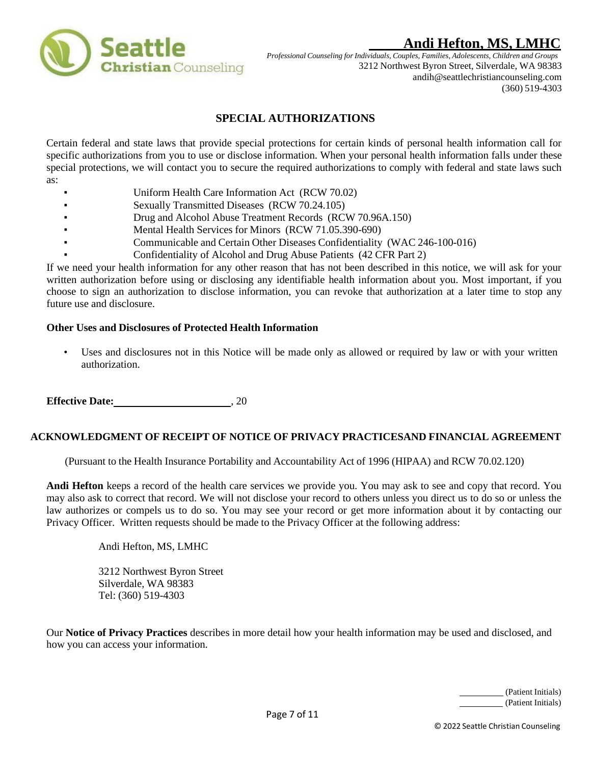# SPECIAL AUTHORIZATIONS

Certain federal and state laws that provide special protections for certain kinds of personal health information call for specific authorizations from you to use or disclose information. When your personal health information falls under these special protections, we will contact you to secure the required authorizations to comply with federal and state laws such as:

- Uniform Health Care Information Act (RCW 70.02)
- Sexually Transmitted Diseases (RCW 70.24.105)
- Drug and Alcohol Abuse Treatment Records (RCW 70.96A.150)
- Mental Health Services for Minors (RCW 71.05.390-690)
- Communicable and Certain Other Diseases Confidentiality (WAC 246-100-016)
- Confidentiality of Alcohol and Drug Abuse Patients (42 CFR Part 2)

If we need your health information for any other reason that has not been described in this notice, we will ask for your written authorization before using or disclosing any identifiable health information about you. Most important, if you choose to sign an authorization to disclose information, you can revoke that authorization at a later time to stop any future use and disclosure.

**Other Uses and Disclosures of Protected Health Information**

- Uses and disclosures not in this Notice will be made only as allowed or required by law or with your written authorization.

**Effective Date:**______________________, 20

## ACKNOWLEDGMENT OF RECEIPT OF NOTICE OF PRIVACY PRACTICESAND FINANCIAL AGREEMENT

(Pursuant to the Health Insurance Portability and Accountability Act of 1996 (HIPAA) and RCW 70.02.120)

**Andi Hefton** keeps a record of the health care services we provide you. You may ask to see and copy that record. You may also ask to correct that record. We will not disclose your record to others unless you direct us to do so or unless the law authorizes or compels us to do so. You may see your record or get more information about it by contacting our Privacy Officer. Written requests should be made to the Privacy Officer at the following address:

Andi Hefton, MS, LMHC

3212 Northwest Byron Street
Silverdale, WA 98383
Tel: (360) 519-4303

Our **Notice of Privacy Practices** describes in more detail how your health information may be used and disclosed, and how you can access your information.

_________ (Patient Initials)
_________ (Patient Initials)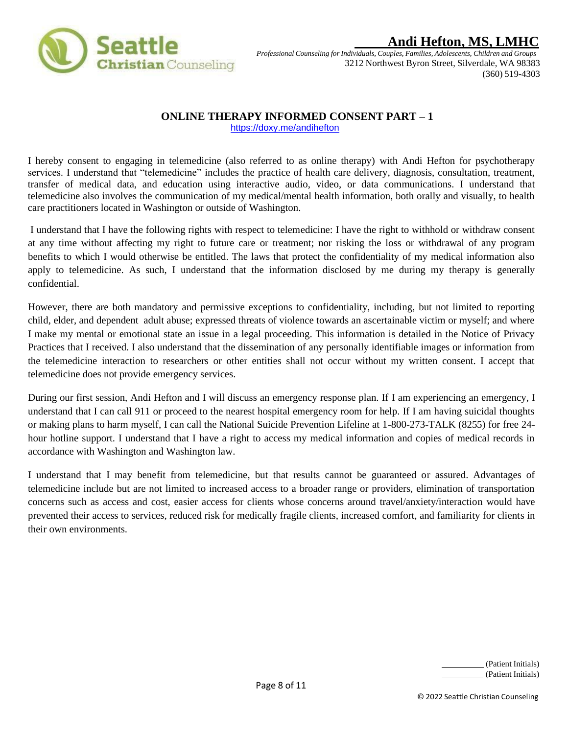# Andi Hefton, MS, LMHC

*Professional Counseling for Individuals, Couples, Families, Adolescents, Children and Groups*
3212 Northwest Byron Street, Silverdale, WA 98383
(360) 519-4303

## ONLINE THERAPY INFORMED CONSENT PART – 1

https://doxy.me/andihefton

I hereby consent to engaging in telemedicine (also referred to as online therapy) with Andi Hefton for psychotherapy services. I understand that "telemedicine" includes the practice of health care delivery, diagnosis, consultation, treatment, transfer of medical data, and education using interactive audio, video, or data communications. I understand that telemedicine also involves the communication of my medical/mental health information, both orally and visually, to health care practitioners located in Washington or outside of Washington.

I understand that I have the following rights with respect to telemedicine: I have the right to withhold or withdraw consent at any time without affecting my right to future care or treatment; nor risking the loss or withdrawal of any program benefits to which I would otherwise be entitled. The laws that protect the confidentiality of my medical information also apply to telemedicine. As such, I understand that the information disclosed by me during my therapy is generally confidential.

However, there are both mandatory and permissive exceptions to confidentiality, including, but not limited to reporting child, elder, and dependent adult abuse; expressed threats of violence towards an ascertainable victim or myself; and where I make my mental or emotional state an issue in a legal proceeding. This information is detailed in the Notice of Privacy Practices that I received. I also understand that the dissemination of any personally identifiable images or information from the telemedicine interaction to researchers or other entities shall not occur without my written consent. I accept that telemedicine does not provide emergency services.

During our first session, Andi Hefton and I will discuss an emergency response plan. If I am experiencing an emergency, I understand that I can call 911 or proceed to the nearest hospital emergency room for help. If I am having suicidal thoughts or making plans to harm myself, I can call the National Suicide Prevention Lifeline at 1-800-273-TALK (8255) for free 24-hour hotline support. I understand that I have a right to access my medical information and copies of medical records in accordance with Washington and Washington law.

I understand that I may benefit from telemedicine, but that results cannot be guaranteed or assured. Advantages of telemedicine include but are not limited to increased access to a broader range or providers, elimination of transportation concerns such as access and cost, easier access for clients whose concerns around travel/anxiety/interaction would have prevented their access to services, reduced risk for medically fragile clients, increased comfort, and familiarity for clients in their own environments.

_________ (Patient Initials)
_________ (Patient Initials)

© 2022 Seattle Christian Counseling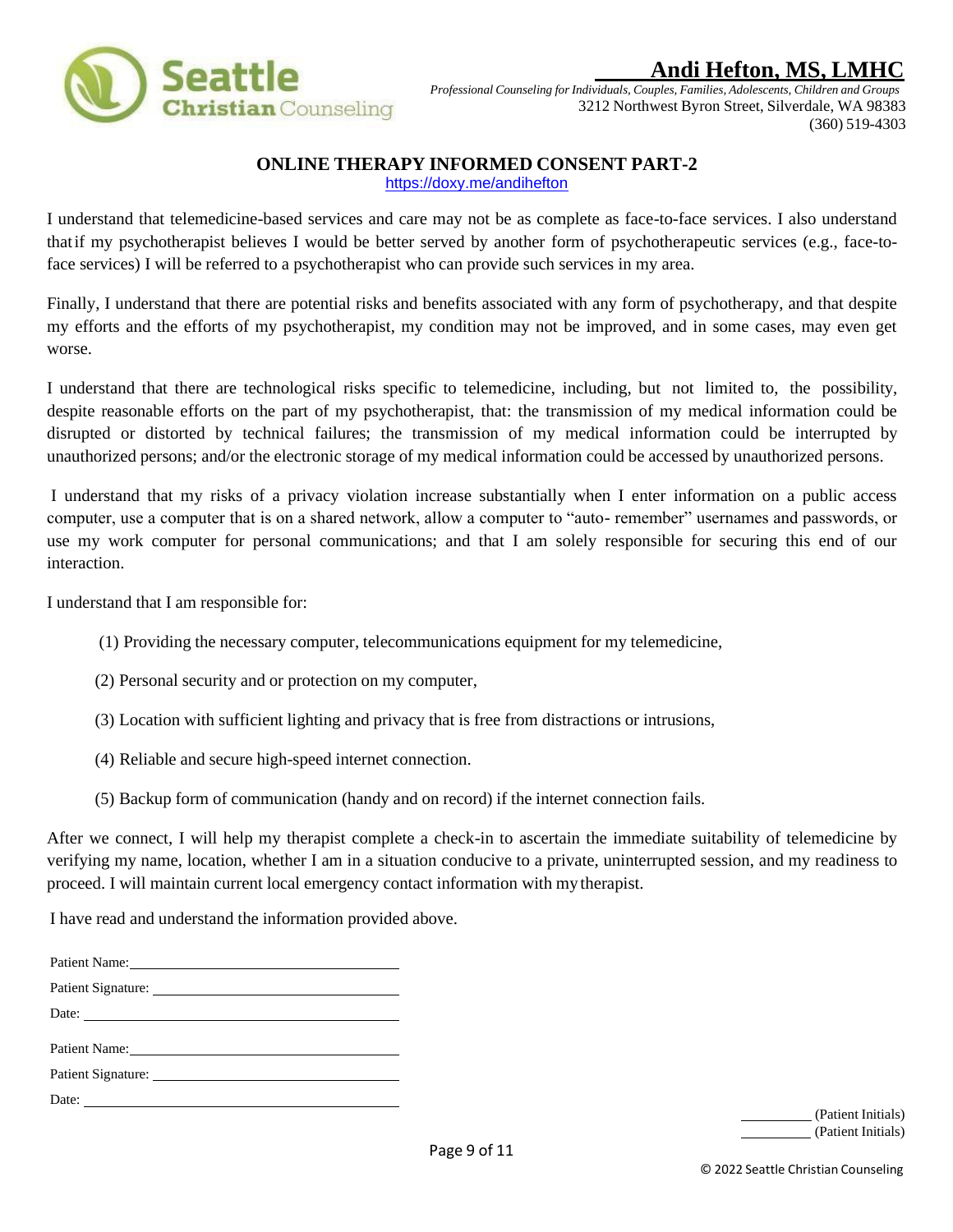**Andi Hefton, MS, LMHC**

*Professional Counseling for Individuals, Couples, Families, Adolescents, Children and Groups*
3212 Northwest Byron Street, Silverdale, WA 98383
(360) 519-4303

## ONLINE THERAPY INFORMED CONSENT PART-2

https://doxy.me/andihefton

I understand that telemedicine-based services and care may not be as complete as face-to-face services. I also understand that if my psychotherapist believes I would be better served by another form of psychotherapeutic services (e.g., face-to-face services) I will be referred to a psychotherapist who can provide such services in my area.

Finally, I understand that there are potential risks and benefits associated with any form of psychotherapy, and that despite my efforts and the efforts of my psychotherapist, my condition may not be improved, and in some cases, may even get worse.

I understand that there are technological risks specific to telemedicine, including, but not limited to, the possibility, despite reasonable efforts on the part of my psychotherapist, that: the transmission of my medical information could be disrupted or distorted by technical failures; the transmission of my medical information could be interrupted by unauthorized persons; and/or the electronic storage of my medical information could be accessed by unauthorized persons.

I understand that my risks of a privacy violation increase substantially when I enter information on a public access computer, use a computer that is on a shared network, allow a computer to "auto- remember" usernames and passwords, or use my work computer for personal communications; and that I am solely responsible for securing this end of our interaction.

I understand that I am responsible for:

(1) Providing the necessary computer, telecommunications equipment for my telemedicine,

(2) Personal security and or protection on my computer,

(3) Location with sufficient lighting and privacy that is free from distractions or intrusions,

(4) Reliable and secure high-speed internet connection.

(5) Backup form of communication (handy and on record) if the internet connection fails.

After we connect, I will help my therapist complete a check-in to ascertain the immediate suitability of telemedicine by verifying my name, location, whether I am in a situation conducive to a private, uninterrupted session, and my readiness to proceed. I will maintain current local emergency contact information with my therapist.

I have read and understand the information provided above.

Patient Name: ______________________________

Patient Signature: ______________________________

Date: ______________________________

Patient Name: ______________________________

Patient Signature: ______________________________

Date: ______________________________

__________ (Patient Initials)
__________ (Patient Initials)

© 2022 Seattle Christian Counseling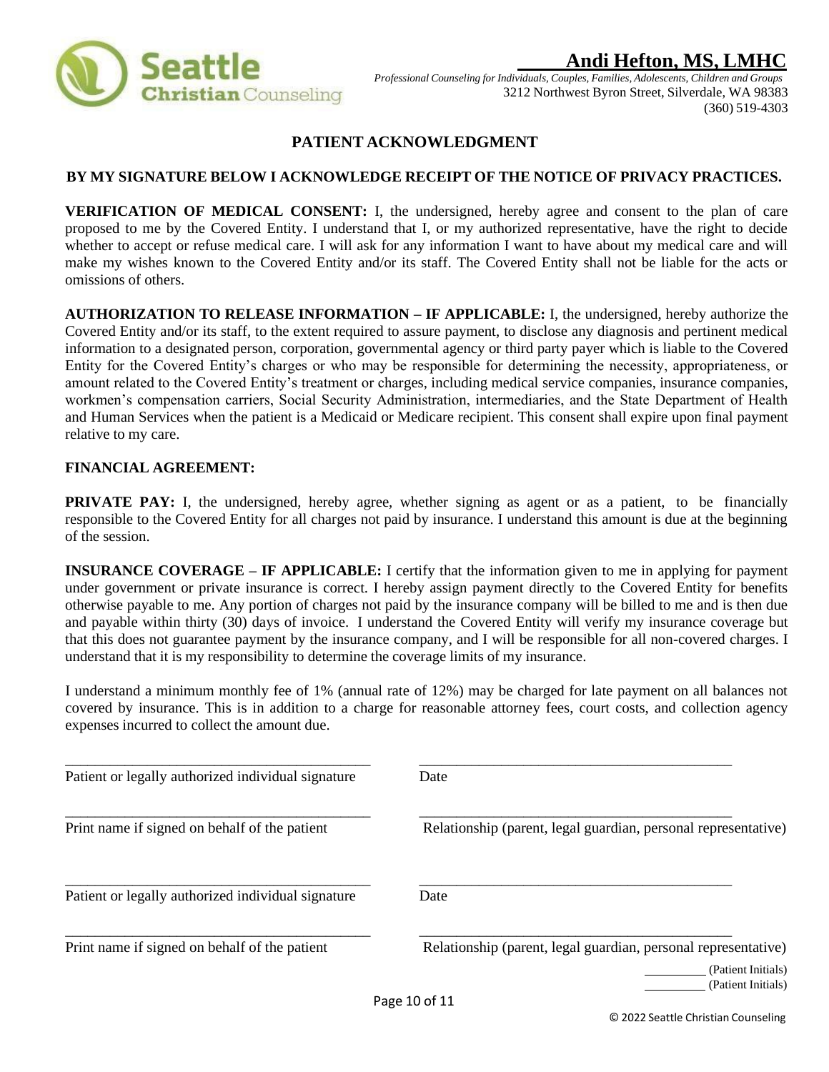**Andi Hefton, MS, LMHC**

*Professional Counseling for Individuals, Couples, Families, Adolescents, Children and Groups*
3212 Northwest Byron Street, Silverdale, WA 98383
(360) 519-4303

## PATIENT ACKNOWLEDGMENT

**BY MY SIGNATURE BELOW I ACKNOWLEDGE RECEIPT OF THE NOTICE OF PRIVACY PRACTICES.**

**VERIFICATION OF MEDICAL CONSENT:** I, the undersigned, hereby agree and consent to the plan of care proposed to me by the Covered Entity. I understand that I, or my authorized representative, have the right to decide whether to accept or refuse medical care. I will ask for any information I want to have about my medical care and will make my wishes known to the Covered Entity and/or its staff. The Covered Entity shall not be liable for the acts or omissions of others.

**AUTHORIZATION TO RELEASE INFORMATION – IF APPLICABLE:** I, the undersigned, hereby authorize the Covered Entity and/or its staff, to the extent required to assure payment, to disclose any diagnosis and pertinent medical information to a designated person, corporation, governmental agency or third party payer which is liable to the Covered Entity for the Covered Entity's charges or who may be responsible for determining the necessity, appropriateness, or amount related to the Covered Entity's treatment or charges, including medical service companies, insurance companies, workmen's compensation carriers, Social Security Administration, intermediaries, and the State Department of Health and Human Services when the patient is a Medicaid or Medicare recipient. This consent shall expire upon final payment relative to my care.

**FINANCIAL AGREEMENT:**

**PRIVATE PAY:** I, the undersigned, hereby agree, whether signing as agent or as a patient, to be financially responsible to the Covered Entity for all charges not paid by insurance. I understand this amount is due at the beginning of the session.

**INSURANCE COVERAGE – IF APPLICABLE:** I certify that the information given to me in applying for payment under government or private insurance is correct. I hereby assign payment directly to the Covered Entity for benefits otherwise payable to me. Any portion of charges not paid by the insurance company will be billed to me and is then due and payable within thirty (30) days of invoice. I understand the Covered Entity will verify my insurance coverage but that this does not guarantee payment by the insurance company, and I will be responsible for all non-covered charges. I understand that it is my responsibility to determine the coverage limits of my insurance.

I understand a minimum monthly fee of 1% (annual rate of 12%) may be charged for late payment on all balances not covered by insurance. This is in addition to a charge for reasonable attorney fees, court costs, and collection agency expenses incurred to collect the amount due.

\_\_\_\_\_\_\_\_\_\_\_\_\_\_\_\_\_\_\_\_\_\_\_\_\_\_\_\_\_\_\_\_\_\_\_\_\_\_\_\_ \_\_\_\_\_\_\_\_\_\_\_\_\_\_\_\_\_\_\_\_\_\_\_\_\_\_\_\_\_\_\_\_\_\_\_\_\_\_\_\_
Patient or legally authorized individual signature — Date

\_\_\_\_\_\_\_\_\_\_\_\_\_\_\_\_\_\_\_\_\_\_\_\_\_\_\_\_\_\_\_\_\_\_\_\_\_\_\_\_ \_\_\_\_\_\_\_\_\_\_\_\_\_\_\_\_\_\_\_\_\_\_\_\_\_\_\_\_\_\_\_\_\_\_\_\_\_\_\_\_
Print name if signed on behalf of the patient — Relationship (parent, legal guardian, personal representative)

\_\_\_\_\_\_\_\_\_\_\_\_\_\_\_\_\_\_\_\_\_\_\_\_\_\_\_\_\_\_\_\_\_\_\_\_\_\_\_\_ \_\_\_\_\_\_\_\_\_\_\_\_\_\_\_\_\_\_\_\_\_\_\_\_\_\_\_\_\_\_\_\_\_\_\_\_\_\_\_\_
Patient or legally authorized individual signature — Date

\_\_\_\_\_\_\_\_\_\_\_\_\_\_\_\_\_\_\_\_\_\_\_\_\_\_\_\_\_\_\_\_\_\_\_\_\_\_\_\_ \_\_\_\_\_\_\_\_\_\_\_\_\_\_\_\_\_\_\_\_\_\_\_\_\_\_\_\_\_\_\_\_\_\_\_\_\_\_\_\_
Print name if signed on behalf of the patient — Relationship (parent, legal guardian, personal representative)

\_\_\_\_\_\_\_\_\_ (Patient Initials)
\_\_\_\_\_\_\_\_\_ (Patient Initials)

© 2022 Seattle Christian Counseling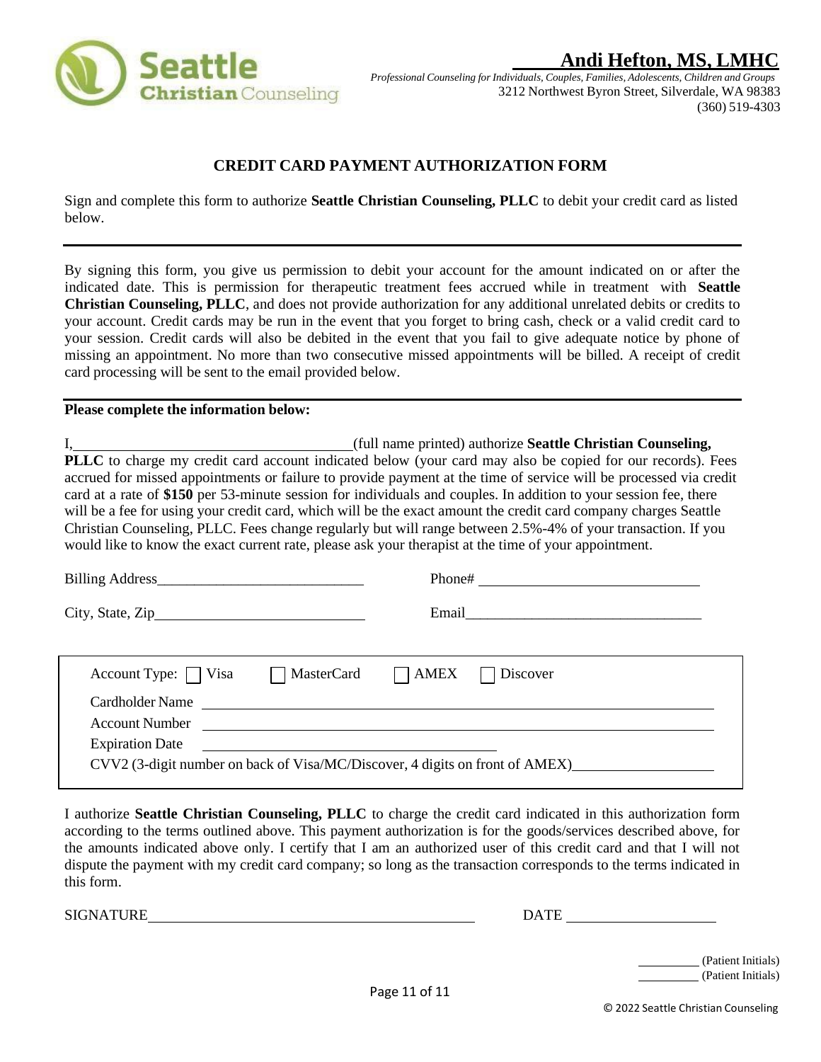**Seattle Christian Counseling**

**Andi Hefton, MS, LMHC**

*Professional Counseling for Individuals, Couples, Families, Adolescents, Children and Groups*
3212 Northwest Byron Street, Silverdale, WA 98383
(360) 519-4303

## CREDIT CARD PAYMENT AUTHORIZATION FORM

Sign and complete this form to authorize **Seattle Christian Counseling, PLLC** to debit your credit card as listed below.

---

By signing this form, you give us permission to debit your account for the amount indicated on or after the indicated date. This is permission for therapeutic treatment fees accrued while in treatment with **Seattle Christian Counseling, PLLC**, and does not provide authorization for any additional unrelated debits or credits to your account. Credit cards may be run in the event that you forget to bring cash, check or a valid credit card to your session. Credit cards will also be debited in the event that you fail to give adequate notice by phone of missing an appointment. No more than two consecutive missed appointments will be billed. A receipt of credit card processing will be sent to the email provided below.

---

**Please complete the information below:**

I,\_\_\_\_\_\_\_\_\_\_\_\_\_\_\_\_\_\_\_\_\_\_\_\_\_\_\_\_\_\_(full name printed) authorize **Seattle Christian Counseling, PLLC** to charge my credit card account indicated below (your card may also be copied for our records). Fees accrued for missed appointments or failure to provide payment at the time of service will be processed via credit card at a rate of **$150** per 53-minute session for individuals and couples. In addition to your session fee, there will be a fee for using your credit card, which will be the exact amount the credit card company charges Seattle Christian Counseling, PLLC. Fees change regularly but will range between 2.5%-4% of your transaction. If you would like to know the exact current rate, please ask your therapist at the time of your appointment.

Billing Address\_\_\_\_\_\_\_\_\_\_\_\_\_\_\_\_\_\_\_\_\_\_\_\_\_\_\_ Phone# \_\_\_\_\_\_\_\_\_\_\_\_\_\_\_\_\_\_\_\_\_\_\_\_\_\_\_

City, State, Zip\_\_\_\_\_\_\_\_\_\_\_\_\_\_\_\_\_\_\_\_\_\_\_\_\_\_\_ Email\_\_\_\_\_\_\_\_\_\_\_\_\_\_\_\_\_\_\_\_\_\_\_\_\_\_\_\_\_\_

Account Type: ☐ Visa ☐ MasterCard ☐ AMEX ☐ Discover

Cardholder Name \_\_\_\_\_\_\_\_\_\_\_\_\_\_\_\_\_\_\_\_\_\_\_\_\_\_\_\_\_\_\_\_\_\_\_\_\_\_\_\_\_\_\_\_

Account Number \_\_\_\_\_\_\_\_\_\_\_\_\_\_\_\_\_\_\_\_\_\_\_\_\_\_\_\_\_\_\_\_\_\_\_\_\_\_\_\_\_\_\_\_

Expiration Date \_\_\_\_\_\_\_\_\_\_\_\_\_\_\_\_\_\_\_\_\_\_\_\_\_\_\_\_\_\_

CVV2 (3-digit number on back of Visa/MC/Discover, 4 digits on front of AMEX)\_\_\_\_\_\_\_\_\_\_\_\_\_\_\_

I authorize **Seattle Christian Counseling, PLLC** to charge the credit card indicated in this authorization form according to the terms outlined above. This payment authorization is for the goods/services described above, for the amounts indicated above only. I certify that I am an authorized user of this credit card and that I will not dispute the payment with my credit card company; so long as the transaction corresponds to the terms indicated in this form.

SIGNATURE\_\_\_\_\_\_\_\_\_\_\_\_\_\_\_\_\_\_\_\_\_\_\_\_\_\_\_\_\_\_\_\_\_\_\_\_\_\_\_\_ DATE \_\_\_\_\_\_\_\_\_\_\_\_\_\_\_\_\_\_\_\_

\_\_\_\_\_\_\_\_ (Patient Initials)
\_\_\_\_\_\_\_\_ (Patient Initials)

© 2022 Seattle Christian Counseling